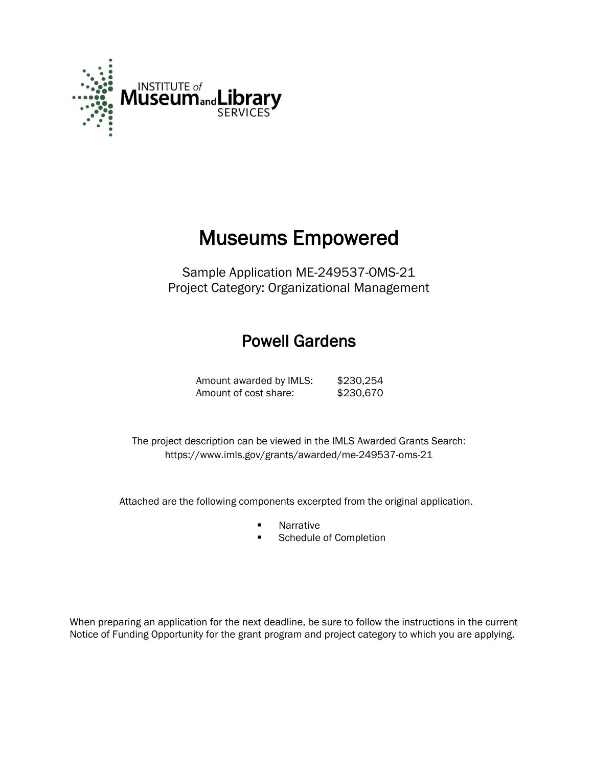INSTITUTE of Museum and Library SERVICES

# Museums Empowered

Sample Application ME-249537-OMS-21
Project Category: Organizational Management

## Powell Gardens

| | |
|---|---|
| Amount awarded by IMLS: | $230,254 |
| Amount of cost share: | $230,670 |

The project description can be viewed in the IMLS Awarded Grants Search:
https://www.imls.gov/grants/awarded/me-249537-oms-21

Attached are the following components excerpted from the original application.

- Narrative
- Schedule of Completion

When preparing an application for the next deadline, be sure to follow the instructions in the current Notice of Funding Opportunity for the grant program and project category to which you are applying.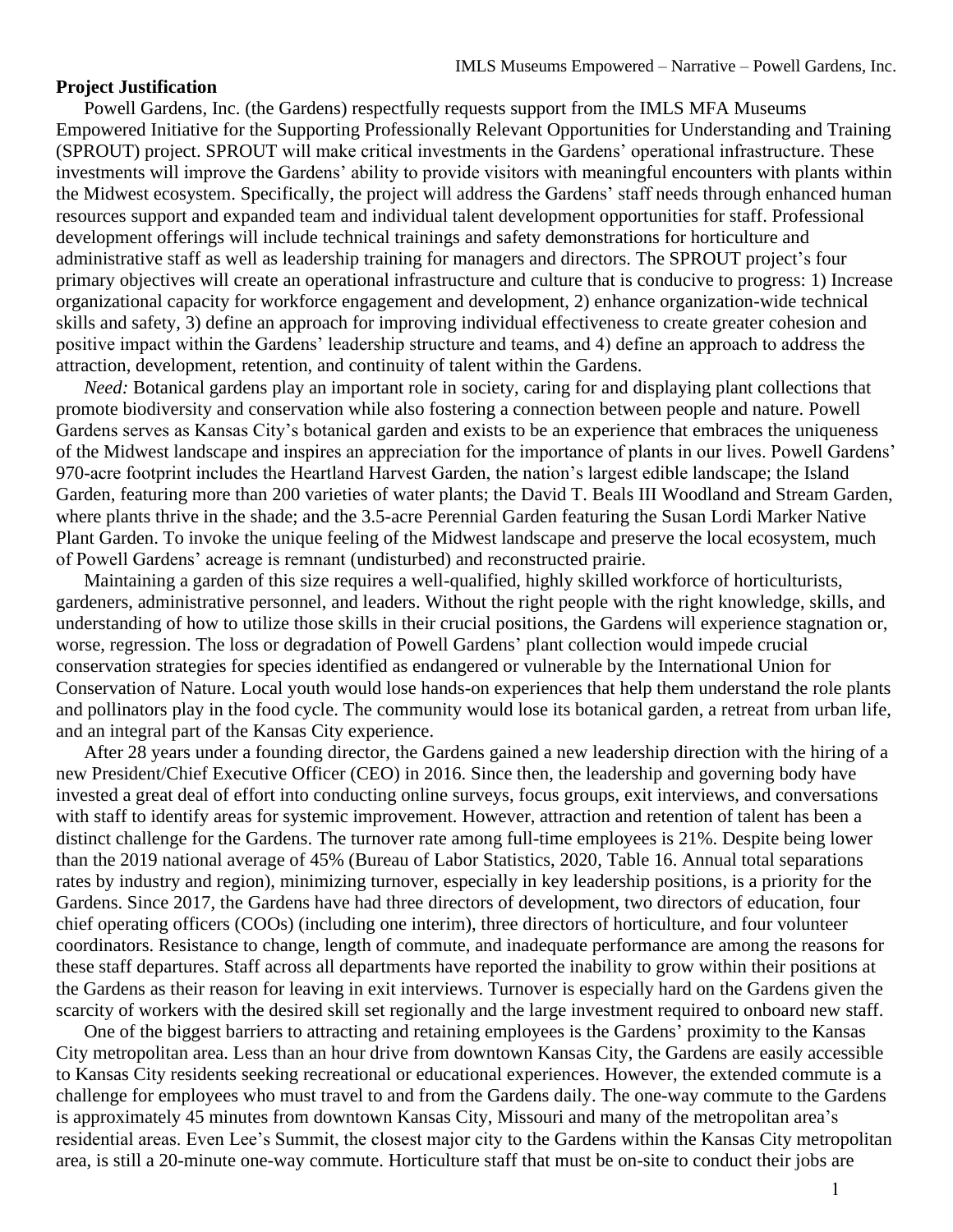**Project Justification**

Powell Gardens, Inc. (the Gardens) respectfully requests support from the IMLS MFA Museums Empowered Initiative for the Supporting Professionally Relevant Opportunities for Understanding and Training (SPROUT) project. SPROUT will make critical investments in the Gardens' operational infrastructure. These investments will improve the Gardens' ability to provide visitors with meaningful encounters with plants within the Midwest ecosystem. Specifically, the project will address the Gardens' staff needs through enhanced human resources support and expanded team and individual talent development opportunities for staff. Professional development offerings will include technical trainings and safety demonstrations for horticulture and administrative staff as well as leadership training for managers and directors. The SPROUT project's four primary objectives will create an operational infrastructure and culture that is conducive to progress: 1) Increase organizational capacity for workforce engagement and development, 2) enhance organization-wide technical skills and safety, 3) define an approach for improving individual effectiveness to create greater cohesion and positive impact within the Gardens' leadership structure and teams, and 4) define an approach to address the attraction, development, retention, and continuity of talent within the Gardens.

*Need:* Botanical gardens play an important role in society, caring for and displaying plant collections that promote biodiversity and conservation while also fostering a connection between people and nature. Powell Gardens serves as Kansas City's botanical garden and exists to be an experience that embraces the uniqueness of the Midwest landscape and inspires an appreciation for the importance of plants in our lives. Powell Gardens' 970-acre footprint includes the Heartland Harvest Garden, the nation's largest edible landscape; the Island Garden, featuring more than 200 varieties of water plants; the David T. Beals III Woodland and Stream Garden, where plants thrive in the shade; and the 3.5-acre Perennial Garden featuring the Susan Lordi Marker Native Plant Garden. To invoke the unique feeling of the Midwest landscape and preserve the local ecosystem, much of Powell Gardens' acreage is remnant (undisturbed) and reconstructed prairie.

Maintaining a garden of this size requires a well-qualified, highly skilled workforce of horticulturists, gardeners, administrative personnel, and leaders. Without the right people with the right knowledge, skills, and understanding of how to utilize those skills in their crucial positions, the Gardens will experience stagnation or, worse, regression. The loss or degradation of Powell Gardens' plant collection would impede crucial conservation strategies for species identified as endangered or vulnerable by the International Union for Conservation of Nature. Local youth would lose hands-on experiences that help them understand the role plants and pollinators play in the food cycle. The community would lose its botanical garden, a retreat from urban life, and an integral part of the Kansas City experience.

After 28 years under a founding director, the Gardens gained a new leadership direction with the hiring of a new President/Chief Executive Officer (CEO) in 2016. Since then, the leadership and governing body have invested a great deal of effort into conducting online surveys, focus groups, exit interviews, and conversations with staff to identify areas for systemic improvement. However, attraction and retention of talent has been a distinct challenge for the Gardens. The turnover rate among full-time employees is 21%. Despite being lower than the 2019 national average of 45% (Bureau of Labor Statistics, 2020, Table 16. Annual total separations rates by industry and region), minimizing turnover, especially in key leadership positions, is a priority for the Gardens. Since 2017, the Gardens have had three directors of development, two directors of education, four chief operating officers (COOs) (including one interim), three directors of horticulture, and four volunteer coordinators. Resistance to change, length of commute, and inadequate performance are among the reasons for these staff departures. Staff across all departments have reported the inability to grow within their positions at the Gardens as their reason for leaving in exit interviews. Turnover is especially hard on the Gardens given the scarcity of workers with the desired skill set regionally and the large investment required to onboard new staff.

One of the biggest barriers to attracting and retaining employees is the Gardens' proximity to the Kansas City metropolitan area. Less than an hour drive from downtown Kansas City, the Gardens are easily accessible to Kansas City residents seeking recreational or educational experiences. However, the extended commute is a challenge for employees who must travel to and from the Gardens daily. The one-way commute to the Gardens is approximately 45 minutes from downtown Kansas City, Missouri and many of the metropolitan area's residential areas. Even Lee's Summit, the closest major city to the Gardens within the Kansas City metropolitan area, is still a 20-minute one-way commute. Horticulture staff that must be on-site to conduct their jobs are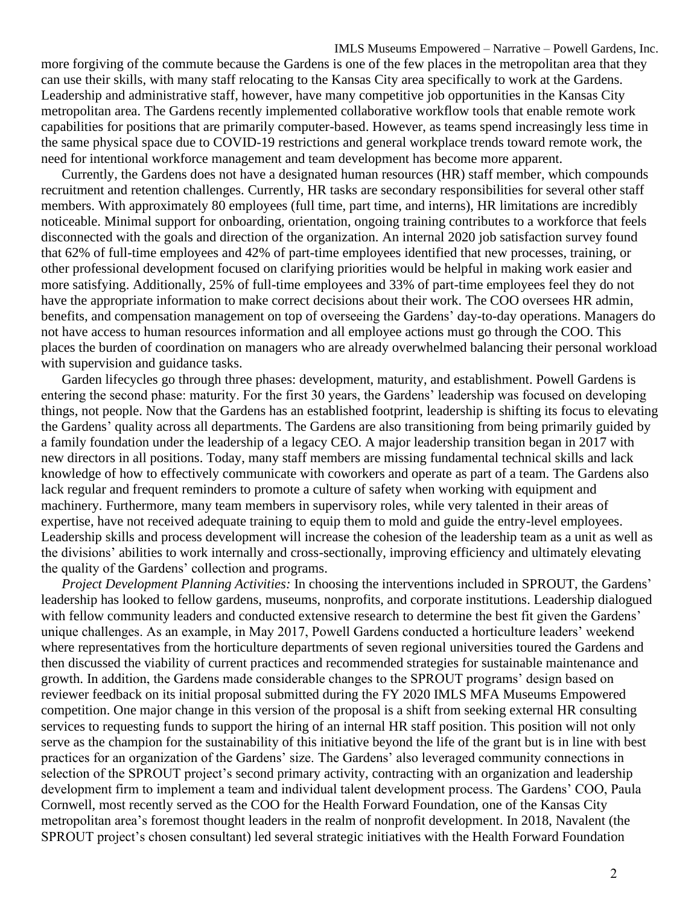more forgiving of the commute because the Gardens is one of the few places in the metropolitan area that they can use their skills, with many staff relocating to the Kansas City area specifically to work at the Gardens. Leadership and administrative staff, however, have many competitive job opportunities in the Kansas City metropolitan area. The Gardens recently implemented collaborative workflow tools that enable remote work capabilities for positions that are primarily computer-based. However, as teams spend increasingly less time in the same physical space due to COVID-19 restrictions and general workplace trends toward remote work, the need for intentional workforce management and team development has become more apparent.

Currently, the Gardens does not have a designated human resources (HR) staff member, which compounds recruitment and retention challenges. Currently, HR tasks are secondary responsibilities for several other staff members. With approximately 80 employees (full time, part time, and interns), HR limitations are incredibly noticeable. Minimal support for onboarding, orientation, ongoing training contributes to a workforce that feels disconnected with the goals and direction of the organization. An internal 2020 job satisfaction survey found that 62% of full-time employees and 42% of part-time employees identified that new processes, training, or other professional development focused on clarifying priorities would be helpful in making work easier and more satisfying. Additionally, 25% of full-time employees and 33% of part-time employees feel they do not have the appropriate information to make correct decisions about their work. The COO oversees HR admin, benefits, and compensation management on top of overseeing the Gardens' day-to-day operations. Managers do not have access to human resources information and all employee actions must go through the COO. This places the burden of coordination on managers who are already overwhelmed balancing their personal workload with supervision and guidance tasks.

Garden lifecycles go through three phases: development, maturity, and establishment. Powell Gardens is entering the second phase: maturity. For the first 30 years, the Gardens' leadership was focused on developing things, not people. Now that the Gardens has an established footprint, leadership is shifting its focus to elevating the Gardens' quality across all departments. The Gardens are also transitioning from being primarily guided by a family foundation under the leadership of a legacy CEO. A major leadership transition began in 2017 with new directors in all positions. Today, many staff members are missing fundamental technical skills and lack knowledge of how to effectively communicate with coworkers and operate as part of a team. The Gardens also lack regular and frequent reminders to promote a culture of safety when working with equipment and machinery. Furthermore, many team members in supervisory roles, while very talented in their areas of expertise, have not received adequate training to equip them to mold and guide the entry-level employees. Leadership skills and process development will increase the cohesion of the leadership team as a unit as well as the divisions' abilities to work internally and cross-sectionally, improving efficiency and ultimately elevating the quality of the Gardens' collection and programs.

*Project Development Planning Activities:* In choosing the interventions included in SPROUT, the Gardens' leadership has looked to fellow gardens, museums, nonprofits, and corporate institutions. Leadership dialogued with fellow community leaders and conducted extensive research to determine the best fit given the Gardens' unique challenges. As an example, in May 2017, Powell Gardens conducted a horticulture leaders' weekend where representatives from the horticulture departments of seven regional universities toured the Gardens and then discussed the viability of current practices and recommended strategies for sustainable maintenance and growth. In addition, the Gardens made considerable changes to the SPROUT programs' design based on reviewer feedback on its initial proposal submitted during the FY 2020 IMLS MFA Museums Empowered competition. One major change in this version of the proposal is a shift from seeking external HR consulting services to requesting funds to support the hiring of an internal HR staff position. This position will not only serve as the champion for the sustainability of this initiative beyond the life of the grant but is in line with best practices for an organization of the Gardens' size. The Gardens' also leveraged community connections in selection of the SPROUT project's second primary activity, contracting with an organization and leadership development firm to implement a team and individual talent development process. The Gardens' COO, Paula Cornwell, most recently served as the COO for the Health Forward Foundation, one of the Kansas City metropolitan area's foremost thought leaders in the realm of nonprofit development. In 2018, Navalent (the SPROUT project's chosen consultant) led several strategic initiatives with the Health Forward Foundation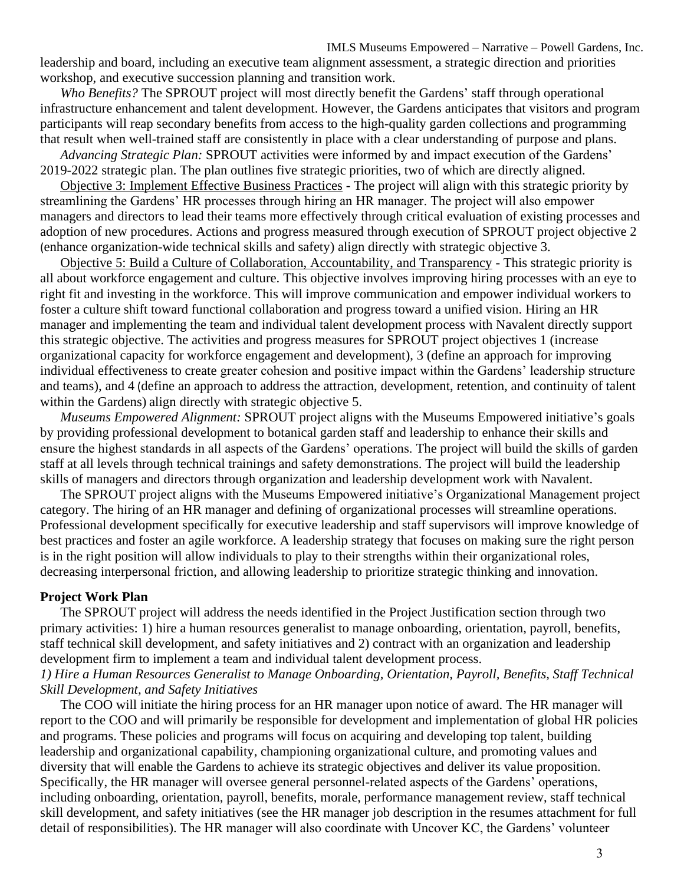leadership and board, including an executive team alignment assessment, a strategic direction and priorities workshop, and executive succession planning and transition work.

*Who Benefits?* The SPROUT project will most directly benefit the Gardens' staff through operational infrastructure enhancement and talent development. However, the Gardens anticipates that visitors and program participants will reap secondary benefits from access to the high-quality garden collections and programming that result when well-trained staff are consistently in place with a clear understanding of purpose and plans.

*Advancing Strategic Plan:* SPROUT activities were informed by and impact execution of the Gardens' 2019-2022 strategic plan. The plan outlines five strategic priorities, two of which are directly aligned.

<u>Objective 3: Implement Effective Business Practices</u> - The project will align with this strategic priority by streamlining the Gardens' HR processes through hiring an HR manager. The project will also empower managers and directors to lead their teams more effectively through critical evaluation of existing processes and adoption of new procedures. Actions and progress measured through execution of SPROUT project objective 2 (enhance organization-wide technical skills and safety) align directly with strategic objective 3.

<u>Objective 5: Build a Culture of Collaboration, Accountability, and Transparency</u> - This strategic priority is all about workforce engagement and culture. This objective involves improving hiring processes with an eye to right fit and investing in the workforce. This will improve communication and empower individual workers to foster a culture shift toward functional collaboration and progress toward a unified vision. Hiring an HR manager and implementing the team and individual talent development process with Navalent directly support this strategic objective. The activities and progress measures for SPROUT project objectives 1 (increase organizational capacity for workforce engagement and development), 3 (define an approach for improving individual effectiveness to create greater cohesion and positive impact within the Gardens' leadership structure and teams), and 4 (define an approach to address the attraction, development, retention, and continuity of talent within the Gardens) align directly with strategic objective 5.

*Museums Empowered Alignment:* SPROUT project aligns with the Museums Empowered initiative's goals by providing professional development to botanical garden staff and leadership to enhance their skills and ensure the highest standards in all aspects of the Gardens' operations. The project will build the skills of garden staff at all levels through technical trainings and safety demonstrations. The project will build the leadership skills of managers and directors through organization and leadership development work with Navalent.

The SPROUT project aligns with the Museums Empowered initiative's Organizational Management project category. The hiring of an HR manager and defining of organizational processes will streamline operations. Professional development specifically for executive leadership and staff supervisors will improve knowledge of best practices and foster an agile workforce. A leadership strategy that focuses on making sure the right person is in the right position will allow individuals to play to their strengths within their organizational roles, decreasing interpersonal friction, and allowing leadership to prioritize strategic thinking and innovation.

**Project Work Plan**

The SPROUT project will address the needs identified in the Project Justification section through two primary activities: 1) hire a human resources generalist to manage onboarding, orientation, payroll, benefits, staff technical skill development, and safety initiatives and 2) contract with an organization and leadership development firm to implement a team and individual talent development process.

*1) Hire a Human Resources Generalist to Manage Onboarding, Orientation, Payroll, Benefits, Staff Technical Skill Development, and Safety Initiatives*

The COO will initiate the hiring process for an HR manager upon notice of award. The HR manager will report to the COO and will primarily be responsible for development and implementation of global HR policies and programs. These policies and programs will focus on acquiring and developing top talent, building leadership and organizational capability, championing organizational culture, and promoting values and diversity that will enable the Gardens to achieve its strategic objectives and deliver its value proposition. Specifically, the HR manager will oversee general personnel-related aspects of the Gardens' operations, including onboarding, orientation, payroll, benefits, morale, performance management review, staff technical skill development, and safety initiatives (see the HR manager job description in the resumes attachment for full detail of responsibilities). The HR manager will also coordinate with Uncover KC, the Gardens' volunteer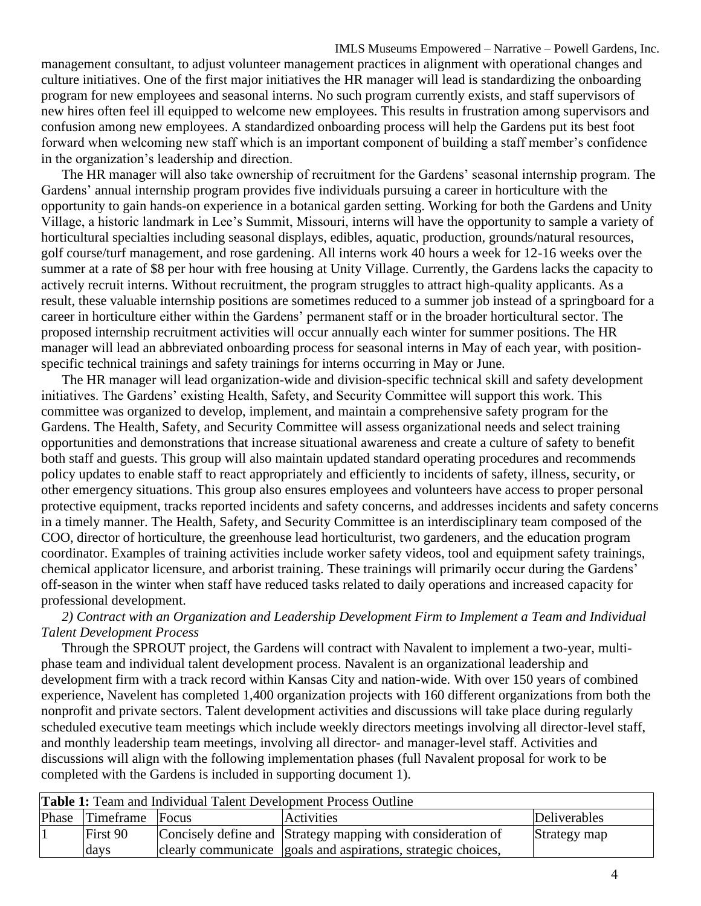management consultant, to adjust volunteer management practices in alignment with operational changes and culture initiatives. One of the first major initiatives the HR manager will lead is standardizing the onboarding program for new employees and seasonal interns. No such program currently exists, and staff supervisors of new hires often feel ill equipped to welcome new employees. This results in frustration among supervisors and confusion among new employees. A standardized onboarding process will help the Gardens put its best foot forward when welcoming new staff which is an important component of building a staff member's confidence in the organization's leadership and direction.

The HR manager will also take ownership of recruitment for the Gardens' seasonal internship program. The Gardens' annual internship program provides five individuals pursuing a career in horticulture with the opportunity to gain hands-on experience in a botanical garden setting. Working for both the Gardens and Unity Village, a historic landmark in Lee's Summit, Missouri, interns will have the opportunity to sample a variety of horticultural specialties including seasonal displays, edibles, aquatic, production, grounds/natural resources, golf course/turf management, and rose gardening. All interns work 40 hours a week for 12-16 weeks over the summer at a rate of $8 per hour with free housing at Unity Village. Currently, the Gardens lacks the capacity to actively recruit interns. Without recruitment, the program struggles to attract high-quality applicants. As a result, these valuable internship positions are sometimes reduced to a summer job instead of a springboard for a career in horticulture either within the Gardens' permanent staff or in the broader horticultural sector. The proposed internship recruitment activities will occur annually each winter for summer positions. The HR manager will lead an abbreviated onboarding process for seasonal interns in May of each year, with position-specific technical trainings and safety trainings for interns occurring in May or June.

The HR manager will lead organization-wide and division-specific technical skill and safety development initiatives. The Gardens' existing Health, Safety, and Security Committee will support this work. This committee was organized to develop, implement, and maintain a comprehensive safety program for the Gardens. The Health, Safety, and Security Committee will assess organizational needs and select training opportunities and demonstrations that increase situational awareness and create a culture of safety to benefit both staff and guests. This group will also maintain updated standard operating procedures and recommends policy updates to enable staff to react appropriately and efficiently to incidents of safety, illness, security, or other emergency situations. This group also ensures employees and volunteers have access to proper personal protective equipment, tracks reported incidents and safety concerns, and addresses incidents and safety concerns in a timely manner. The Health, Safety, and Security Committee is an interdisciplinary team composed of the COO, director of horticulture, the greenhouse lead horticulturist, two gardeners, and the education program coordinator. Examples of training activities include worker safety videos, tool and equipment safety trainings, chemical applicator licensure, and arborist training. These trainings will primarily occur during the Gardens' off-season in the winter when staff have reduced tasks related to daily operations and increased capacity for professional development.

*2) Contract with an Organization and Leadership Development Firm to Implement a Team and Individual Talent Development Process*

Through the SPROUT project, the Gardens will contract with Navalent to implement a two-year, multi-phase team and individual talent development process. Navalent is an organizational leadership and development firm with a track record within Kansas City and nation-wide. With over 150 years of combined experience, Navelent has completed 1,400 organization projects with 160 different organizations from both the nonprofit and private sectors. Talent development activities and discussions will take place during regularly scheduled executive team meetings which include weekly directors meetings involving all director-level staff, and monthly leadership team meetings, involving all director- and manager-level staff. Activities and discussions will align with the following implementation phases (full Navalent proposal for work to be completed with the Gardens is included in supporting document 1).

**Table 1:** Team and Individual Talent Development Process Outline

| Phase | Timeframe | Focus | Activities | Deliverables |
|---|---|---|---|---|
| 1 | First 90 days | Concisely define and clearly communicate | Strategy mapping with consideration of goals and aspirations, strategic choices, | Strategy map |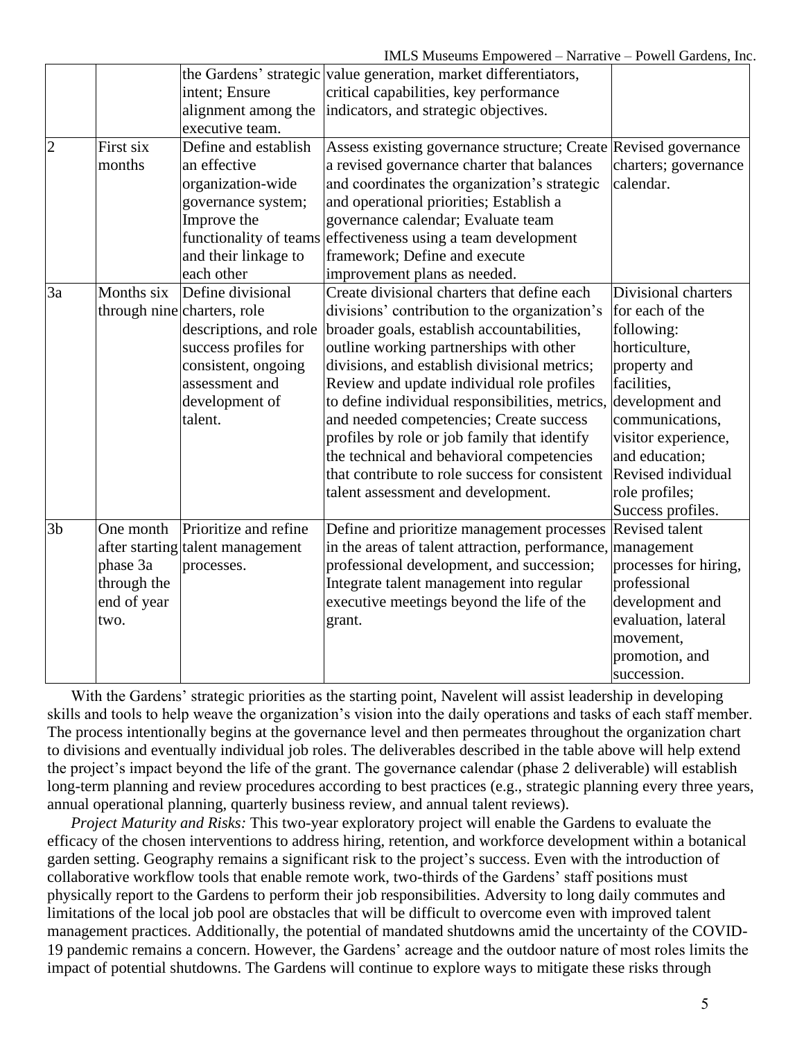| | | the Gardens' strategic intent; Ensure alignment among the executive team. | value generation, market differentiators, critical capabilities, key performance indicators, and strategic objectives. | |
|---|---|---|---|---|
| 2 | First six months | Define and establish an effective organization-wide governance system; Improve the functionality of teams and their linkage to each other | Assess existing governance structure; Create a revised governance charter that balances and coordinates the organization's strategic and operational priorities; Establish a governance calendar; Evaluate team effectiveness using a team development framework; Define and execute improvement plans as needed. | Revised governance charters; governance calendar. |
| 3a | Months six through nine | Define divisional charters, role descriptions, and role success profiles for consistent, ongoing assessment and development of talent. | Create divisional charters that define each divisions' contribution to the organization's broader goals, establish accountabilities, outline working partnerships with other divisions, and establish divisional metrics; Review and update individual role profiles to define individual responsibilities, metrics, and needed competencies; Create success profiles by role or job family that identify the technical and behavioral competencies that contribute to role success for consistent talent assessment and development. | Divisional charters for each of the following: horticulture, property and facilities, development and communications, visitor experience, and education; Revised individual role profiles; Success profiles. |
| 3b | One month after starting phase 3a through the end of year two. | Prioritize and refine talent management processes. | Define and prioritize management processes in the areas of talent attraction, performance, professional development, and succession; Integrate talent management into regular executive meetings beyond the life of the grant. | Revised talent management processes for hiring, professional development and evaluation, lateral movement, promotion, and succession. |

With the Gardens' strategic priorities as the starting point, Navelent will assist leadership in developing skills and tools to help weave the organization's vision into the daily operations and tasks of each staff member. The process intentionally begins at the governance level and then permeates throughout the organization chart to divisions and eventually individual job roles. The deliverables described in the table above will help extend the project's impact beyond the life of the grant. The governance calendar (phase 2 deliverable) will establish long-term planning and review procedures according to best practices (e.g., strategic planning every three years, annual operational planning, quarterly business review, and annual talent reviews).

*Project Maturity and Risks:* This two-year exploratory project will enable the Gardens to evaluate the efficacy of the chosen interventions to address hiring, retention, and workforce development within a botanical garden setting. Geography remains a significant risk to the project's success. Even with the introduction of collaborative workflow tools that enable remote work, two-thirds of the Gardens' staff positions must physically report to the Gardens to perform their job responsibilities. Adversity to long daily commutes and limitations of the local job pool are obstacles that will be difficult to overcome even with improved talent management practices. Additionally, the potential of mandated shutdowns amid the uncertainty of the COVID-19 pandemic remains a concern. However, the Gardens' acreage and the outdoor nature of most roles limits the impact of potential shutdowns. The Gardens will continue to explore ways to mitigate these risks through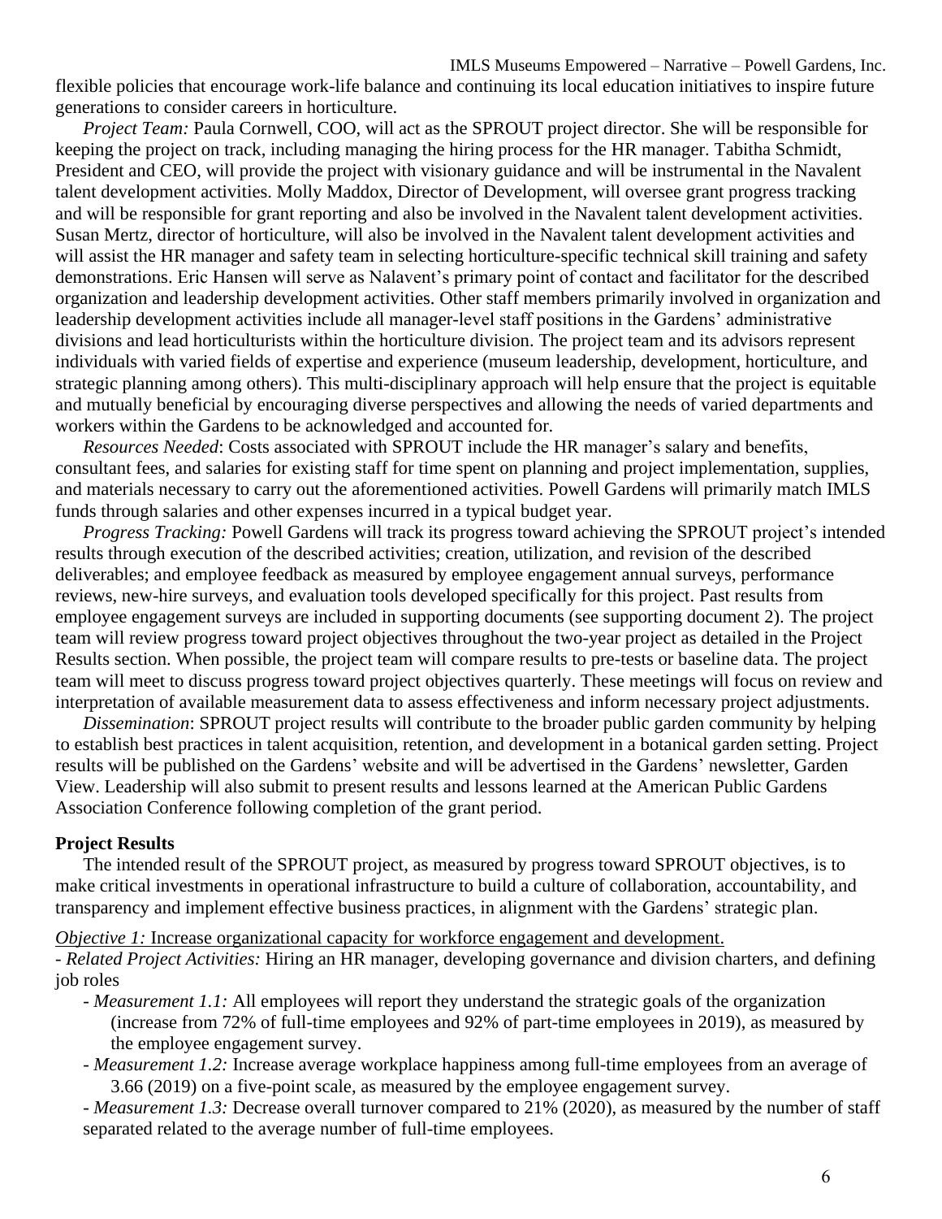flexible policies that encourage work-life balance and continuing its local education initiatives to inspire future generations to consider careers in horticulture.

*Project Team:* Paula Cornwell, COO, will act as the SPROUT project director. She will be responsible for keeping the project on track, including managing the hiring process for the HR manager. Tabitha Schmidt, President and CEO, will provide the project with visionary guidance and will be instrumental in the Navalent talent development activities. Molly Maddox, Director of Development, will oversee grant progress tracking and will be responsible for grant reporting and also be involved in the Navalent talent development activities. Susan Mertz, director of horticulture, will also be involved in the Navalent talent development activities and will assist the HR manager and safety team in selecting horticulture-specific technical skill training and safety demonstrations. Eric Hansen will serve as Nalavent's primary point of contact and facilitator for the described organization and leadership development activities. Other staff members primarily involved in organization and leadership development activities include all manager-level staff positions in the Gardens' administrative divisions and lead horticulturists within the horticulture division. The project team and its advisors represent individuals with varied fields of expertise and experience (museum leadership, development, horticulture, and strategic planning among others). This multi-disciplinary approach will help ensure that the project is equitable and mutually beneficial by encouraging diverse perspectives and allowing the needs of varied departments and workers within the Gardens to be acknowledged and accounted for.

*Resources Needed*: Costs associated with SPROUT include the HR manager's salary and benefits, consultant fees, and salaries for existing staff for time spent on planning and project implementation, supplies, and materials necessary to carry out the aforementioned activities. Powell Gardens will primarily match IMLS funds through salaries and other expenses incurred in a typical budget year.

*Progress Tracking:* Powell Gardens will track its progress toward achieving the SPROUT project's intended results through execution of the described activities; creation, utilization, and revision of the described deliverables; and employee feedback as measured by employee engagement annual surveys, performance reviews, new-hire surveys, and evaluation tools developed specifically for this project. Past results from employee engagement surveys are included in supporting documents (see supporting document 2). The project team will review progress toward project objectives throughout the two-year project as detailed in the Project Results section. When possible, the project team will compare results to pre-tests or baseline data. The project team will meet to discuss progress toward project objectives quarterly. These meetings will focus on review and interpretation of available measurement data to assess effectiveness and inform necessary project adjustments.

*Dissemination*: SPROUT project results will contribute to the broader public garden community by helping to establish best practices in talent acquisition, retention, and development in a botanical garden setting. Project results will be published on the Gardens' website and will be advertised in the Gardens' newsletter, Garden View. Leadership will also submit to present results and lessons learned at the American Public Gardens Association Conference following completion of the grant period.

**Project Results**

The intended result of the SPROUT project, as measured by progress toward SPROUT objectives, is to make critical investments in operational infrastructure to build a culture of collaboration, accountability, and transparency and implement effective business practices, in alignment with the Gardens' strategic plan.

*Objective 1:* Increase organizational capacity for workforce engagement and development.

- *Related Project Activities:* Hiring an HR manager, developing governance and division charters, and defining job roles
  - *Measurement 1.1:* All employees will report they understand the strategic goals of the organization (increase from 72% of full-time employees and 92% of part-time employees in 2019), as measured by the employee engagement survey.
  - *Measurement 1.2:* Increase average workplace happiness among full-time employees from an average of 3.66 (2019) on a five-point scale, as measured by the employee engagement survey.
  - *Measurement 1.3:* Decrease overall turnover compared to 21% (2020), as measured by the number of staff separated related to the average number of full-time employees.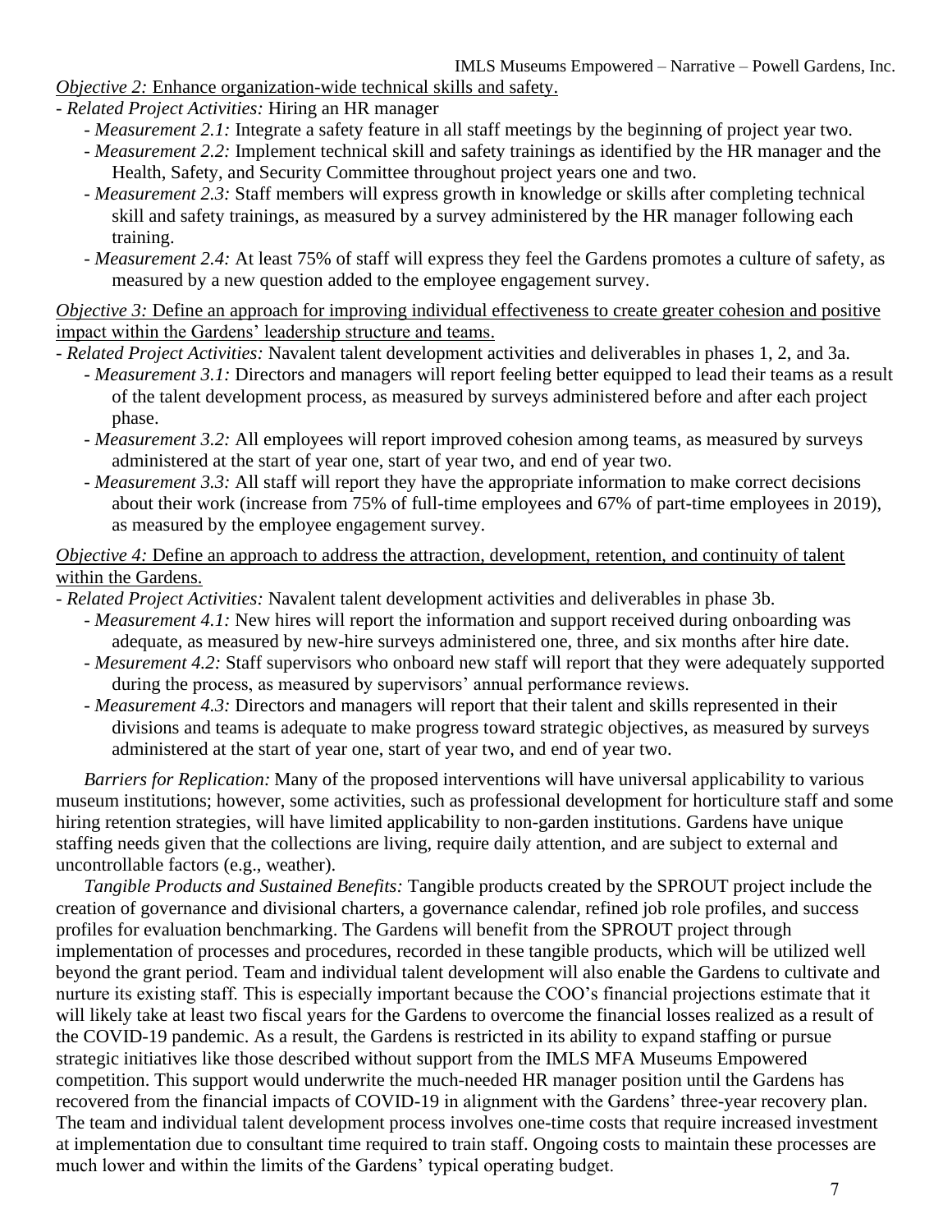*Objective 2:* <u>Enhance organization-wide technical skills and safety.</u>

- *Related Project Activities:* Hiring an HR manager
  - *Measurement 2.1:* Integrate a safety feature in all staff meetings by the beginning of project year two.
  - *Measurement 2.2:* Implement technical skill and safety trainings as identified by the HR manager and the Health, Safety, and Security Committee throughout project years one and two.
  - *Measurement 2.3:* Staff members will express growth in knowledge or skills after completing technical skill and safety trainings, as measured by a survey administered by the HR manager following each training.
  - *Measurement 2.4:* At least 75% of staff will express they feel the Gardens promotes a culture of safety, as measured by a new question added to the employee engagement survey.

*Objective 3:* <u>Define an approach for improving individual effectiveness to create greater cohesion and positive impact within the Gardens' leadership structure and teams.</u>

- *Related Project Activities:* Navalent talent development activities and deliverables in phases 1, 2, and 3a.
  - *Measurement 3.1:* Directors and managers will report feeling better equipped to lead their teams as a result of the talent development process, as measured by surveys administered before and after each project phase.
  - *Measurement 3.2:* All employees will report improved cohesion among teams, as measured by surveys administered at the start of year one, start of year two, and end of year two.
  - *Measurement 3.3:* All staff will report they have the appropriate information to make correct decisions about their work (increase from 75% of full-time employees and 67% of part-time employees in 2019), as measured by the employee engagement survey.

*Objective 4:* <u>Define an approach to address the attraction, development, retention, and continuity of talent within the Gardens.</u>

- *Related Project Activities:* Navalent talent development activities and deliverables in phase 3b.
  - *Measurement 4.1:* New hires will report the information and support received during onboarding was adequate, as measured by new-hire surveys administered one, three, and six months after hire date.
  - *Mesurement 4.2:* Staff supervisors who onboard new staff will report that they were adequately supported during the process, as measured by supervisors' annual performance reviews.
  - *Measurement 4.3:* Directors and managers will report that their talent and skills represented in their divisions and teams is adequate to make progress toward strategic objectives, as measured by surveys administered at the start of year one, start of year two, and end of year two.

*Barriers for Replication:* Many of the proposed interventions will have universal applicability to various museum institutions; however, some activities, such as professional development for horticulture staff and some hiring retention strategies, will have limited applicability to non-garden institutions. Gardens have unique staffing needs given that the collections are living, require daily attention, and are subject to external and uncontrollable factors (e.g., weather).

*Tangible Products and Sustained Benefits:* Tangible products created by the SPROUT project include the creation of governance and divisional charters, a governance calendar, refined job role profiles, and success profiles for evaluation benchmarking. The Gardens will benefit from the SPROUT project through implementation of processes and procedures, recorded in these tangible products, which will be utilized well beyond the grant period. Team and individual talent development will also enable the Gardens to cultivate and nurture its existing staff. This is especially important because the COO's financial projections estimate that it will likely take at least two fiscal years for the Gardens to overcome the financial losses realized as a result of the COVID-19 pandemic. As a result, the Gardens is restricted in its ability to expand staffing or pursue strategic initiatives like those described without support from the IMLS MFA Museums Empowered competition. This support would underwrite the much-needed HR manager position until the Gardens has recovered from the financial impacts of COVID-19 in alignment with the Gardens' three-year recovery plan. The team and individual talent development process involves one-time costs that require increased investment at implementation due to consultant time required to train staff. Ongoing costs to maintain these processes are much lower and within the limits of the Gardens' typical operating budget.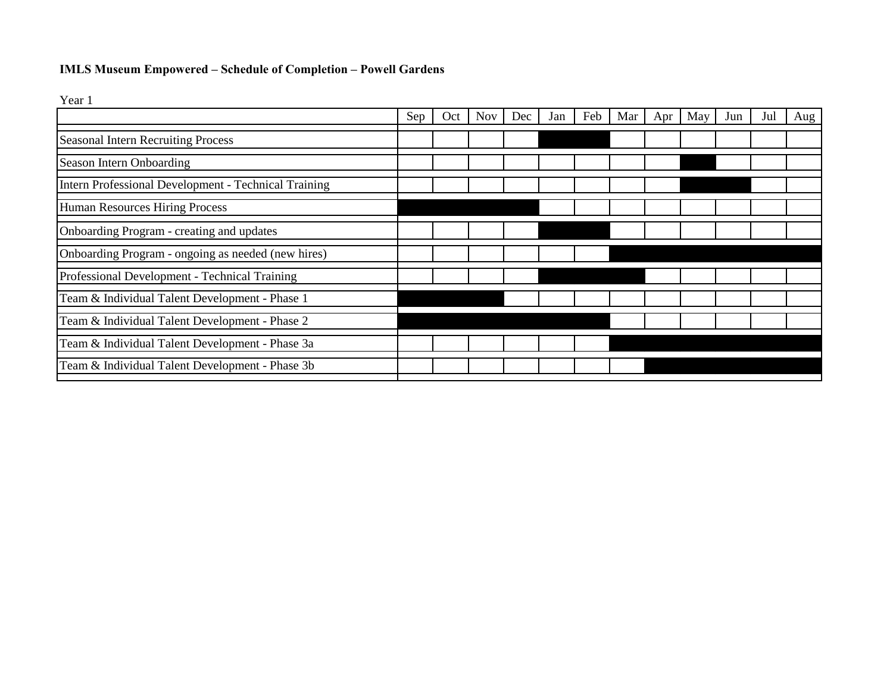**IMLS Museum Empowered – Schedule of Completion – Powell Gardens**

Year 1

| | Sep | Oct | Nov | Dec | Jan | Feb | Mar | Apr | May | Jun | Jul | Aug |
|---|---|---|---|---|---|---|---|---|---|---|---|---|
| Seasonal Intern Recruiting Process | | | | | X | X | | | | | | |
| Season Intern Onboarding | | | | | | | | | X | | | |
| Intern Professional Development - Technical Training | | | | | | | | | X | X | | |
| Human Resources Hiring Process | X | X | X | X | | | | | | | | |
| Onboarding Program - creating and updates | | | | | X | X | | | | | | |
| Onboarding Program - ongoing as needed (new hires) | | | | | | | X | X | X | X | X | X |
| Professional Development - Technical Training | | | | | X | X | X | | | | | |
| Team & Individual Talent Development - Phase 1 | X | X | X | | | | | | | | | |
| Team & Individual Talent Development - Phase 2 | X | X | X | X | X | X | | | | | | |
| Team & Individual Talent Development - Phase 3a | | | | | | | X | X | X | X | X | X |
| Team & Individual Talent Development - Phase 3b | | | | | | | | X | X | X | X | X |